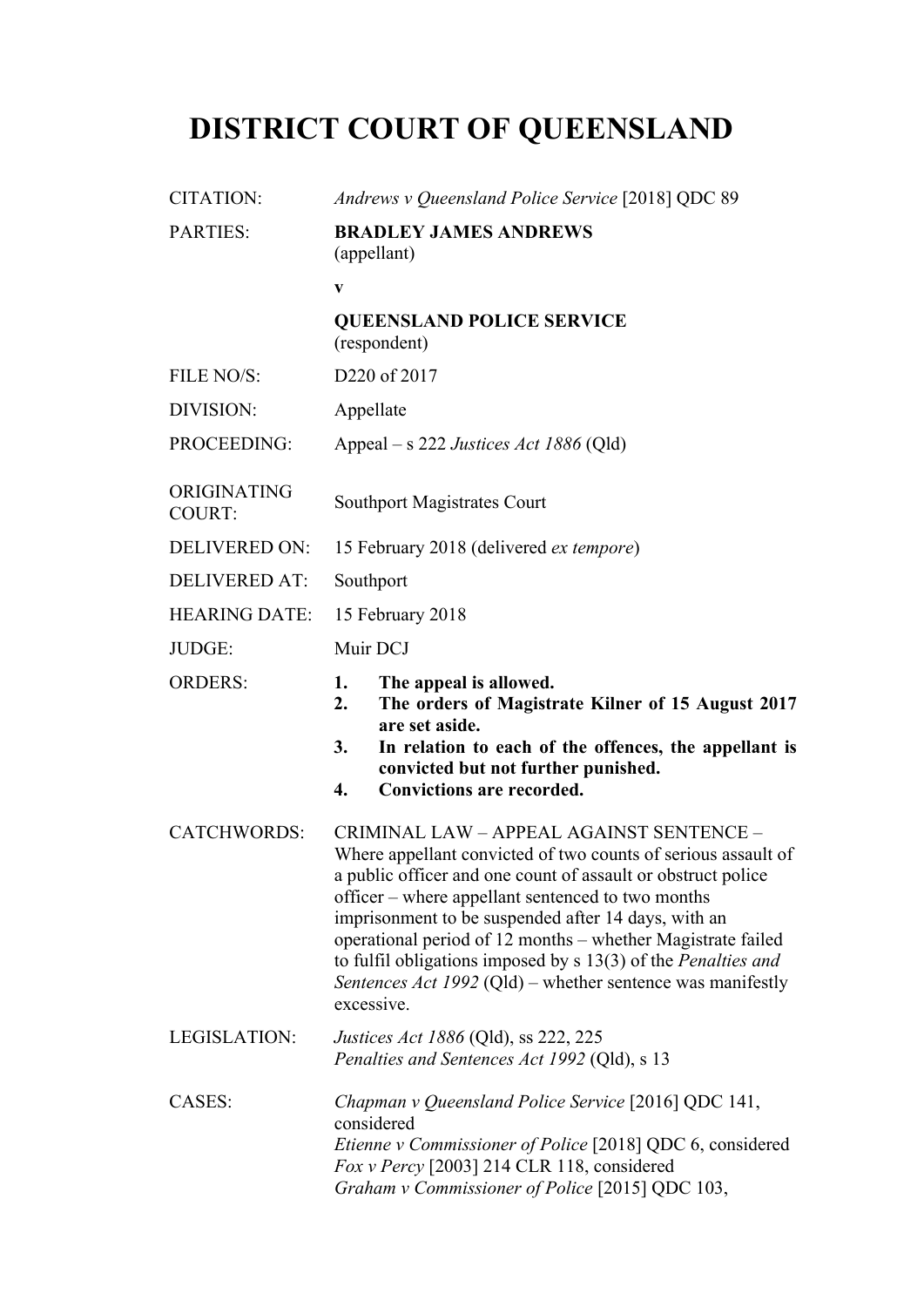# DISTRICT COURT OF QUEENSLAND

| | |
|---|---|
| CITATION: | *Andrews v Queensland Police Service* [2018] QDC 89 |
| PARTIES: | **BRADLEY JAMES ANDREWS** (appellant)<br><br>**v**<br><br>**QUEENSLAND POLICE SERVICE** (respondent) |
| FILE NO/S: | D220 of 2017 |
| DIVISION: | Appellate |
| PROCEEDING: | Appeal – s 222 *Justices Act 1886* (Qld) |
| ORIGINATING COURT: | Southport Magistrates Court |
| DELIVERED ON: | 15 February 2018 (delivered *ex tempore*) |
| DELIVERED AT: | Southport |
| HEARING DATE: | 15 February 2018 |
| JUDGE: | Muir DCJ |
| ORDERS: | **1. The appeal is allowed.**<br>**2. The orders of Magistrate Kilner of 15 August 2017 are set aside.**<br>**3. In relation to each of the offences, the appellant is convicted but not further punished.**<br>**4. Convictions are recorded.** |
| CATCHWORDS: | CRIMINAL LAW – APPEAL AGAINST SENTENCE – Where appellant convicted of two counts of serious assault of a public officer and one count of assault or obstruct police officer – where appellant sentenced to two months imprisonment to be suspended after 14 days, with an operational period of 12 months – whether Magistrate failed to fulfil obligations imposed by s 13(3) of the *Penalties and Sentences Act 1992* (Qld) – whether sentence was manifestly excessive. |
| LEGISLATION: | *Justices Act 1886* (Qld), ss 222, 225<br>*Penalties and Sentences Act 1992* (Qld), s 13 |
| CASES: | *Chapman v Queensland Police Service* [2016] QDC 141, considered<br>*Etienne v Commissioner of Police* [2018] QDC 6, considered<br>*Fox v Percy* [2003] 214 CLR 118, considered<br>*Graham v Commissioner of Police* [2015] QDC 103, |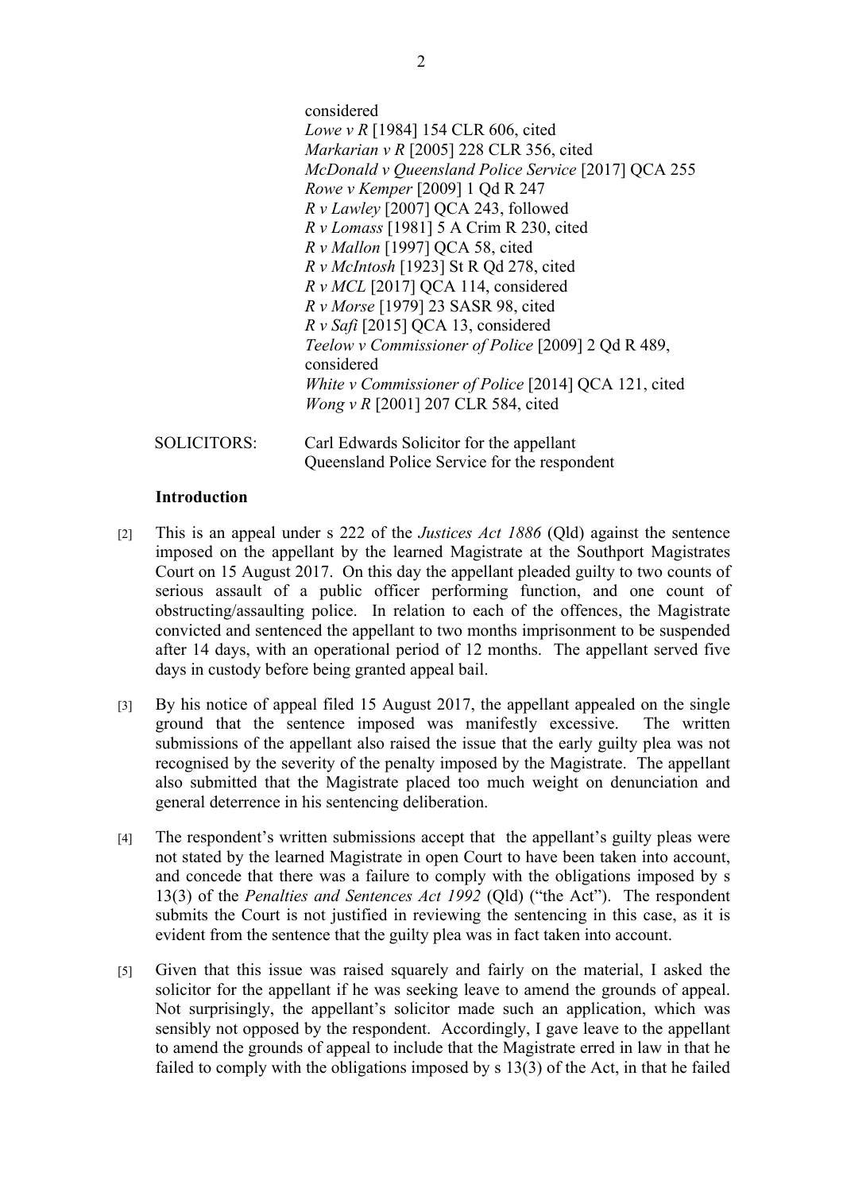considered
*Lowe v R* [1984] 154 CLR 606, cited
*Markarian v R* [2005] 228 CLR 356, cited
*McDonald v Queensland Police Service* [2017] QCA 255
*Rowe v Kemper* [2009] 1 Qd R 247
*R v Lawley* [2007] QCA 243, followed
*R v Lomass* [1981] 5 A Crim R 230, cited
*R v Mallon* [1997] QCA 58, cited
*R v McIntosh* [1923] St R Qd 278, cited
*R v MCL* [2017] QCA 114, considered
*R v Morse* [1979] 23 SASR 98, cited
*R v Safi* [2015] QCA 13, considered
*Teelow v Commissioner of Police* [2009] 2 Qd R 489, considered
*White v Commissioner of Police* [2014] QCA 121, cited
*Wong v R* [2001] 207 CLR 584, cited

SOLICITORS: Carl Edwards Solicitor for the appellant
Queensland Police Service for the respondent

**Introduction**

[2] This is an appeal under s 222 of the *Justices Act 1886* (Qld) against the sentence imposed on the appellant by the learned Magistrate at the Southport Magistrates Court on 15 August 2017. On this day the appellant pleaded guilty to two counts of serious assault of a public officer performing function, and one count of obstructing/assaulting police. In relation to each of the offences, the Magistrate convicted and sentenced the appellant to two months imprisonment to be suspended after 14 days, with an operational period of 12 months. The appellant served five days in custody before being granted appeal bail.

[3] By his notice of appeal filed 15 August 2017, the appellant appealed on the single ground that the sentence imposed was manifestly excessive. The written submissions of the appellant also raised the issue that the early guilty plea was not recognised by the severity of the penalty imposed by the Magistrate. The appellant also submitted that the Magistrate placed too much weight on denunciation and general deterrence in his sentencing deliberation.

[4] The respondent's written submissions accept that the appellant's guilty pleas were not stated by the learned Magistrate in open Court to have been taken into account, and concede that there was a failure to comply with the obligations imposed by s 13(3) of the *Penalties and Sentences Act 1992* (Qld) ("the Act"). The respondent submits the Court is not justified in reviewing the sentencing in this case, as it is evident from the sentence that the guilty plea was in fact taken into account.

[5] Given that this issue was raised squarely and fairly on the material, I asked the solicitor for the appellant if he was seeking leave to amend the grounds of appeal. Not surprisingly, the appellant's solicitor made such an application, which was sensibly not opposed by the respondent. Accordingly, I gave leave to the appellant to amend the grounds of appeal to include that the Magistrate erred in law in that he failed to comply with the obligations imposed by s 13(3) of the Act, in that he failed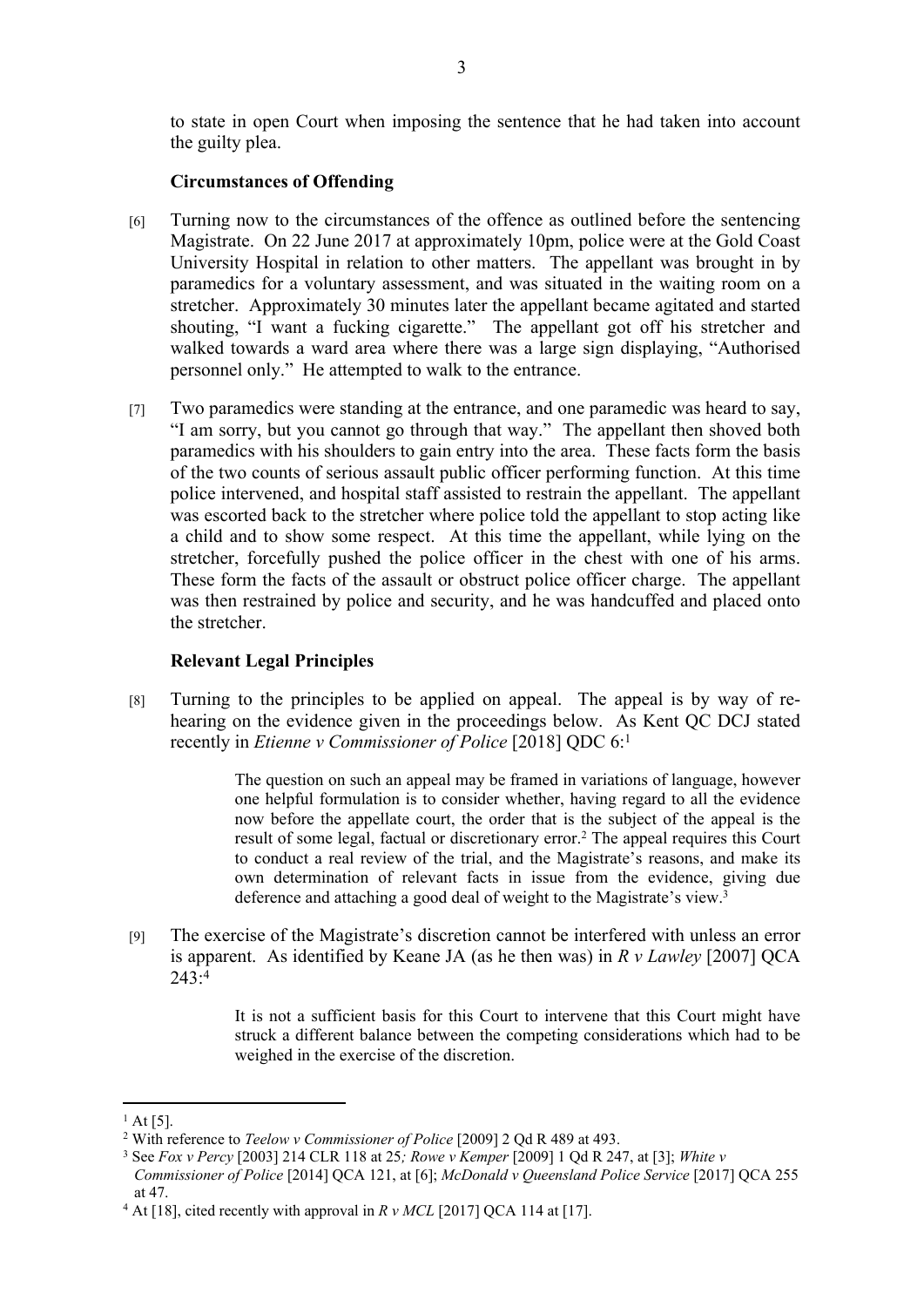to state in open Court when imposing the sentence that he had taken into account the guilty plea.

**Circumstances of Offending**

[6] Turning now to the circumstances of the offence as outlined before the sentencing Magistrate. On 22 June 2017 at approximately 10pm, police were at the Gold Coast University Hospital in relation to other matters. The appellant was brought in by paramedics for a voluntary assessment, and was situated in the waiting room on a stretcher. Approximately 30 minutes later the appellant became agitated and started shouting, "I want a fucking cigarette." The appellant got off his stretcher and walked towards a ward area where there was a large sign displaying, "Authorised personnel only." He attempted to walk to the entrance.

[7] Two paramedics were standing at the entrance, and one paramedic was heard to say, "I am sorry, but you cannot go through that way." The appellant then shoved both paramedics with his shoulders to gain entry into the area. These facts form the basis of the two counts of serious assault public officer performing function. At this time police intervened, and hospital staff assisted to restrain the appellant. The appellant was escorted back to the stretcher where police told the appellant to stop acting like a child and to show some respect. At this time the appellant, while lying on the stretcher, forcefully pushed the police officer in the chest with one of his arms. These form the facts of the assault or obstruct police officer charge. The appellant was then restrained by police and security, and he was handcuffed and placed onto the stretcher.

**Relevant Legal Principles**

[8] Turning to the principles to be applied on appeal. The appeal is by way of re-hearing on the evidence given in the proceedings below. As Kent QC DCJ stated recently in *Etienne v Commissioner of Police* [2018] QDC 6:[1]

> The question on such an appeal may be framed in variations of language, however one helpful formulation is to consider whether, having regard to all the evidence now before the appellate court, the order that is the subject of the appeal is the result of some legal, factual or discretionary error.[2] The appeal requires this Court to conduct a real review of the trial, and the Magistrate's reasons, and make its own determination of relevant facts in issue from the evidence, giving due deference and attaching a good deal of weight to the Magistrate's view.[3]

[9] The exercise of the Magistrate's discretion cannot be interfered with unless an error is apparent. As identified by Keane JA (as he then was) in *R v Lawley* [2007] QCA 243:[4]

> It is not a sufficient basis for this Court to intervene that this Court might have struck a different balance between the competing considerations which had to be weighed in the exercise of the discretion.

---

[1] At [5].

[2] With reference to *Teelow v Commissioner of Police* [2009] 2 Qd R 489 at 493.

[3] See *Fox v Percy* [2003] 214 CLR 118 at 25*; Rowe v Kemper* [2009] 1 Qd R 247, at [3]; *White v Commissioner of Police* [2014] QCA 121, at [6]; *McDonald v Queensland Police Service* [2017] QCA 255 at 47.

[4] At [18], cited recently with approval in *R v MCL* [2017] QCA 114 at [17].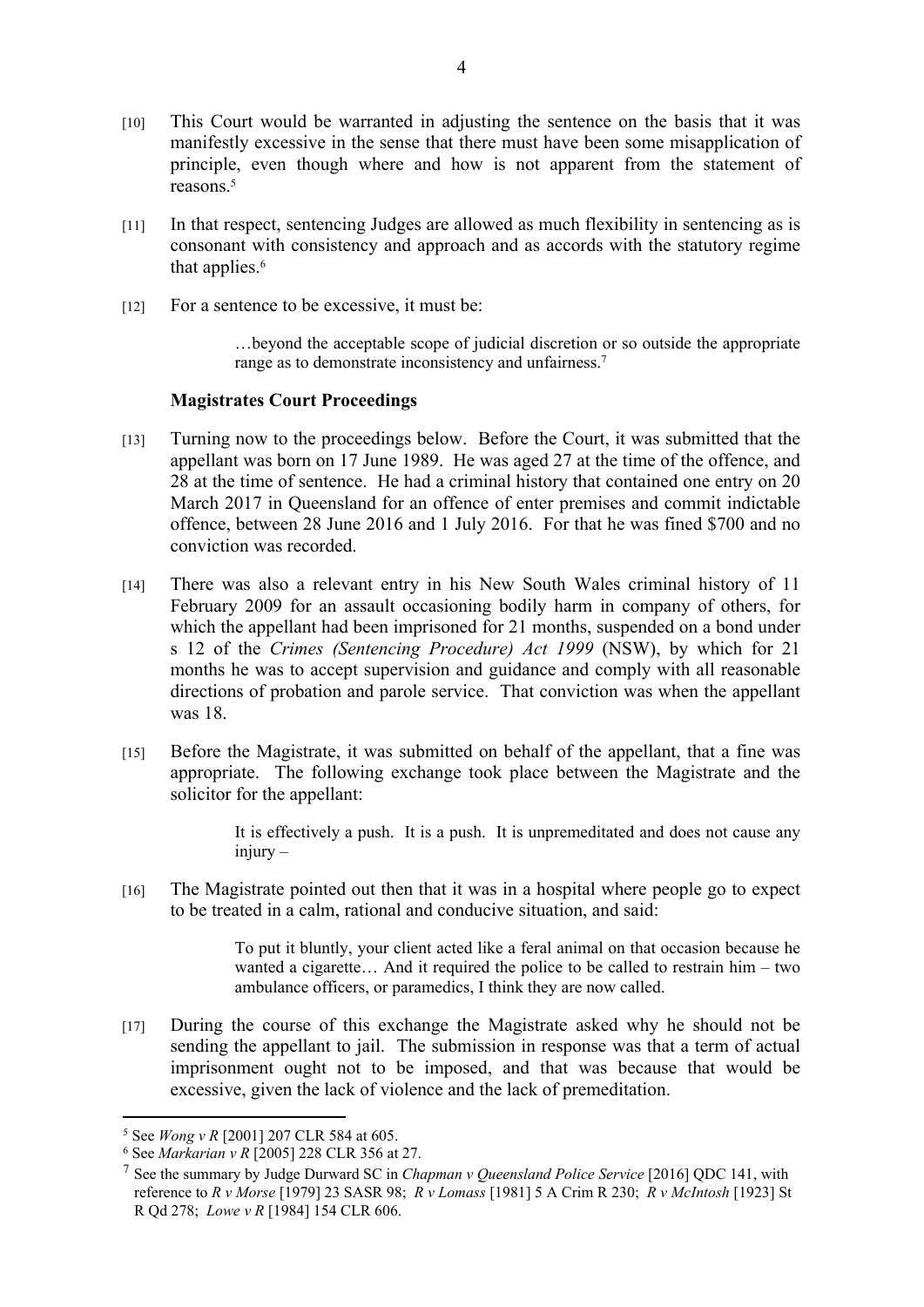[10] This Court would be warranted in adjusting the sentence on the basis that it was manifestly excessive in the sense that there must have been some misapplication of principle, even though where and how is not apparent from the statement of reasons.[5]

[11] In that respect, sentencing Judges are allowed as much flexibility in sentencing as is consonant with consistency and approach and as accords with the statutory regime that applies.[6]

[12] For a sentence to be excessive, it must be:

> …beyond the acceptable scope of judicial discretion or so outside the appropriate range as to demonstrate inconsistency and unfairness.[7]

**Magistrates Court Proceedings**

[13] Turning now to the proceedings below. Before the Court, it was submitted that the appellant was born on 17 June 1989. He was aged 27 at the time of the offence, and 28 at the time of sentence. He had a criminal history that contained one entry on 20 March 2017 in Queensland for an offence of enter premises and commit indictable offence, between 28 June 2016 and 1 July 2016. For that he was fined $700 and no conviction was recorded.

[14] There was also a relevant entry in his New South Wales criminal history of 11 February 2009 for an assault occasioning bodily harm in company of others, for which the appellant had been imprisoned for 21 months, suspended on a bond under s 12 of the *Crimes (Sentencing Procedure) Act 1999* (NSW), by which for 21 months he was to accept supervision and guidance and comply with all reasonable directions of probation and parole service. That conviction was when the appellant was 18.

[15] Before the Magistrate, it was submitted on behalf of the appellant, that a fine was appropriate. The following exchange took place between the Magistrate and the solicitor for the appellant:

> It is effectively a push. It is a push. It is unpremeditated and does not cause any injury –

[16] The Magistrate pointed out then that it was in a hospital where people go to expect to be treated in a calm, rational and conducive situation, and said:

> To put it bluntly, your client acted like a feral animal on that occasion because he wanted a cigarette… And it required the police to be called to restrain him – two ambulance officers, or paramedics, I think they are now called.

[17] During the course of this exchange the Magistrate asked why he should not be sending the appellant to jail. The submission in response was that a term of actual imprisonment ought not to be imposed, and that was because that would be excessive, given the lack of violence and the lack of premeditation.

---

[5] See *Wong v R* [2001] 207 CLR 584 at 605.

[6] See *Markarian v R* [2005] 228 CLR 356 at 27.

[7] See the summary by Judge Durward SC in *Chapman v Queensland Police Service* [2016] QDC 141, with reference to *R v Morse* [1979] 23 SASR 98; *R v Lomass* [1981] 5 A Crim R 230; *R v McIntosh* [1923] St R Qd 278; *Lowe v R* [1984] 154 CLR 606.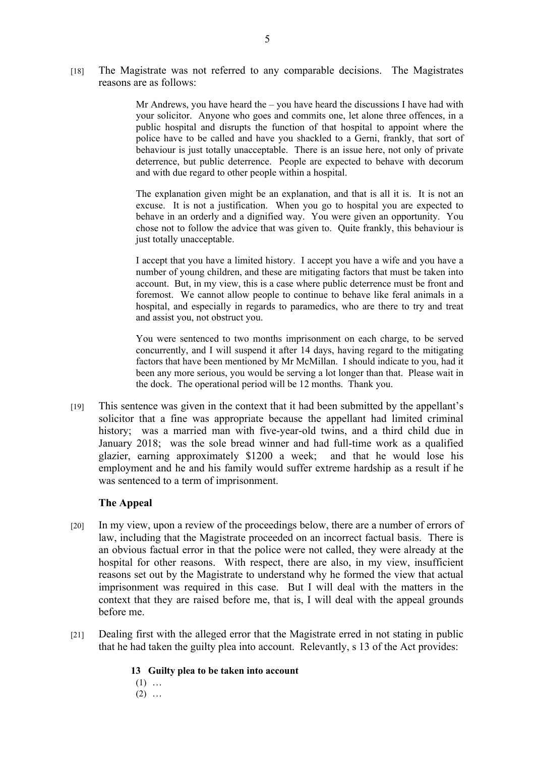[18] The Magistrate was not referred to any comparable decisions. The Magistrates reasons are as follows:

> Mr Andrews, you have heard the – you have heard the discussions I have had with your solicitor. Anyone who goes and commits one, let alone three offences, in a public hospital and disrupts the function of that hospital to appoint where the police have to be called and have you shackled to a Gerni, frankly, that sort of behaviour is just totally unacceptable. There is an issue here, not only of private deterrence, but public deterrence. People are expected to behave with decorum and with due regard to other people within a hospital.
>
> The explanation given might be an explanation, and that is all it is. It is not an excuse. It is not a justification. When you go to hospital you are expected to behave in an orderly and a dignified way. You were given an opportunity. You chose not to follow the advice that was given to. Quite frankly, this behaviour is just totally unacceptable.
>
> I accept that you have a limited history. I accept you have a wife and you have a number of young children, and these are mitigating factors that must be taken into account. But, in my view, this is a case where public deterrence must be front and foremost. We cannot allow people to continue to behave like feral animals in a hospital, and especially in regards to paramedics, who are there to try and treat and assist you, not obstruct you.
>
> You were sentenced to two months imprisonment on each charge, to be served concurrently, and I will suspend it after 14 days, having regard to the mitigating factors that have been mentioned by Mr McMillan. I should indicate to you, had it been any more serious, you would be serving a lot longer than that. Please wait in the dock. The operational period will be 12 months. Thank you.

[19] This sentence was given in the context that it had been submitted by the appellant's solicitor that a fine was appropriate because the appellant had limited criminal history; was a married man with five-year-old twins, and a third child due in January 2018; was the sole bread winner and had full-time work as a qualified glazier, earning approximately $1200 a week; and that he would lose his employment and he and his family would suffer extreme hardship as a result if he was sentenced to a term of imprisonment.

### The Appeal

[20] In my view, upon a review of the proceedings below, there are a number of errors of law, including that the Magistrate proceeded on an incorrect factual basis. There is an obvious factual error in that the police were not called, they were already at the hospital for other reasons. With respect, there are also, in my view, insufficient reasons set out by the Magistrate to understand why he formed the view that actual imprisonment was required in this case. But I will deal with the matters in the context that they are raised before me, that is, I will deal with the appeal grounds before me.

[21] Dealing first with the alleged error that the Magistrate erred in not stating in public that he had taken the guilty plea into account. Relevantly, s 13 of the Act provides:

> **13 Guilty plea to be taken into account**
>
> (1) …
>
> (2) …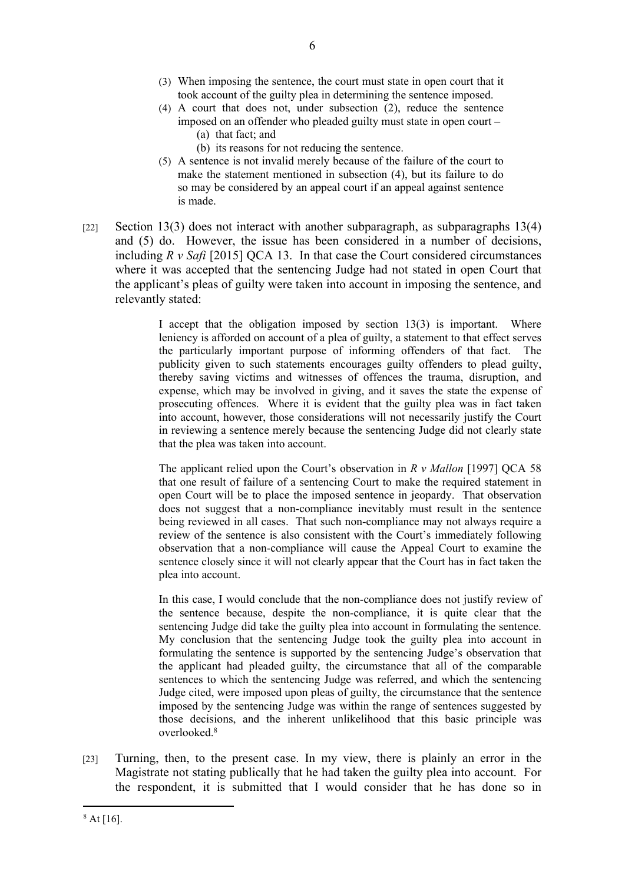> (3) When imposing the sentence, the court must state in open court that it took account of the guilty plea in determining the sentence imposed.
>
> (4) A court that does not, under subsection (2), reduce the sentence imposed on an offender who pleaded guilty must state in open court –
>
> (a) that fact; and
>
> (b) its reasons for not reducing the sentence.
>
> (5) A sentence is not invalid merely because of the failure of the court to make the statement mentioned in subsection (4), but its failure to do so may be considered by an appeal court if an appeal against sentence is made.

[22] Section 13(3) does not interact with another subparagraph, as subparagraphs 13(4) and (5) do. However, the issue has been considered in a number of decisions, including *R v Safi* [2015] QCA 13. In that case the Court considered circumstances where it was accepted that the sentencing Judge had not stated in open Court that the applicant's pleas of guilty were taken into account in imposing the sentence, and relevantly stated:

> I accept that the obligation imposed by section 13(3) is important. Where leniency is afforded on account of a plea of guilty, a statement to that effect serves the particularly important purpose of informing offenders of that fact. The publicity given to such statements encourages guilty offenders to plead guilty, thereby saving victims and witnesses of offences the trauma, disruption, and expense, which may be involved in giving, and it saves the state the expense of prosecuting offences. Where it is evident that the guilty plea was in fact taken into account, however, those considerations will not necessarily justify the Court in reviewing a sentence merely because the sentencing Judge did not clearly state that the plea was taken into account.
>
> The applicant relied upon the Court's observation in *R v Mallon* [1997] QCA 58 that one result of failure of a sentencing Court to make the required statement in open Court will be to place the imposed sentence in jeopardy. That observation does not suggest that a non-compliance inevitably must result in the sentence being reviewed in all cases. That such non-compliance may not always require a review of the sentence is also consistent with the Court's immediately following observation that a non-compliance will cause the Appeal Court to examine the sentence closely since it will not clearly appear that the Court has in fact taken the plea into account.
>
> In this case, I would conclude that the non-compliance does not justify review of the sentence because, despite the non-compliance, it is quite clear that the sentencing Judge did take the guilty plea into account in formulating the sentence. My conclusion that the sentencing Judge took the guilty plea into account in formulating the sentence is supported by the sentencing Judge's observation that the applicant had pleaded guilty, the circumstance that all of the comparable sentences to which the sentencing Judge was referred, and which the sentencing Judge cited, were imposed upon pleas of guilty, the circumstance that the sentence imposed by the sentencing Judge was within the range of sentences suggested by those decisions, and the inherent unlikelihood that this basic principle was overlooked.[8]

[23] Turning, then, to the present case. In my view, there is plainly an error in the Magistrate not stating publically that he had taken the guilty plea into account. For the respondent, it is submitted that I would consider that he has done so in

---

[8] At [16].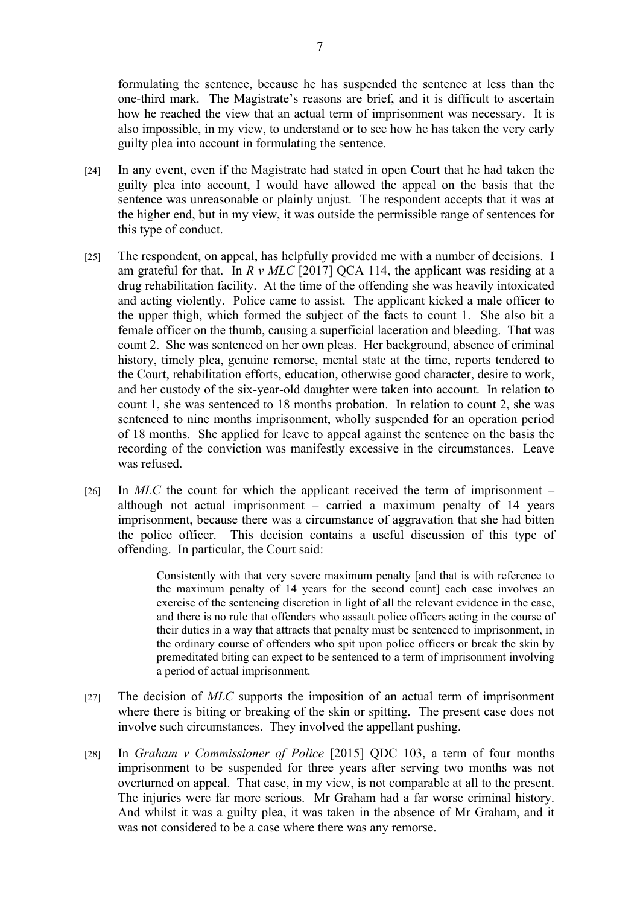formulating the sentence, because he has suspended the sentence at less than the one-third mark. The Magistrate's reasons are brief, and it is difficult to ascertain how he reached the view that an actual term of imprisonment was necessary. It is also impossible, in my view, to understand or to see how he has taken the very early guilty plea into account in formulating the sentence.

[24] In any event, even if the Magistrate had stated in open Court that he had taken the guilty plea into account, I would have allowed the appeal on the basis that the sentence was unreasonable or plainly unjust. The respondent accepts that it was at the higher end, but in my view, it was outside the permissible range of sentences for this type of conduct.

[25] The respondent, on appeal, has helpfully provided me with a number of decisions. I am grateful for that. In *R v MLC* [2017] QCA 114, the applicant was residing at a drug rehabilitation facility. At the time of the offending she was heavily intoxicated and acting violently. Police came to assist. The applicant kicked a male officer to the upper thigh, which formed the subject of the facts to count 1. She also bit a female officer on the thumb, causing a superficial laceration and bleeding. That was count 2. She was sentenced on her own pleas. Her background, absence of criminal history, timely plea, genuine remorse, mental state at the time, reports tendered to the Court, rehabilitation efforts, education, otherwise good character, desire to work, and her custody of the six-year-old daughter were taken into account. In relation to count 1, she was sentenced to 18 months probation. In relation to count 2, she was sentenced to nine months imprisonment, wholly suspended for an operation period of 18 months. She applied for leave to appeal against the sentence on the basis the recording of the conviction was manifestly excessive in the circumstances. Leave was refused.

[26] In *MLC* the count for which the applicant received the term of imprisonment – although not actual imprisonment – carried a maximum penalty of 14 years imprisonment, because there was a circumstance of aggravation that she had bitten the police officer. This decision contains a useful discussion of this type of offending. In particular, the Court said:

> Consistently with that very severe maximum penalty [and that is with reference to the maximum penalty of 14 years for the second count] each case involves an exercise of the sentencing discretion in light of all the relevant evidence in the case, and there is no rule that offenders who assault police officers acting in the course of their duties in a way that attracts that penalty must be sentenced to imprisonment, in the ordinary course of offenders who spit upon police officers or break the skin by premeditated biting can expect to be sentenced to a term of imprisonment involving a period of actual imprisonment.

[27] The decision of *MLC* supports the imposition of an actual term of imprisonment where there is biting or breaking of the skin or spitting. The present case does not involve such circumstances. They involved the appellant pushing.

[28] In *Graham v Commissioner of Police* [2015] QDC 103, a term of four months imprisonment to be suspended for three years after serving two months was not overturned on appeal. That case, in my view, is not comparable at all to the present. The injuries were far more serious. Mr Graham had a far worse criminal history. And whilst it was a guilty plea, it was taken in the absence of Mr Graham, and it was not considered to be a case where there was any remorse.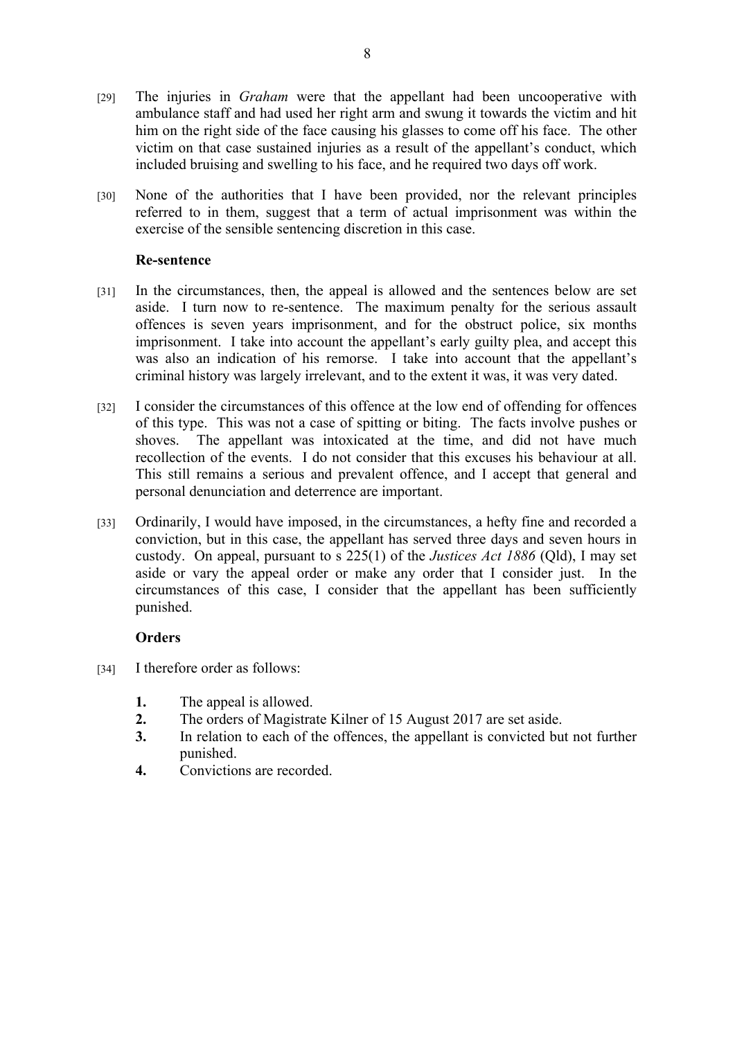[29] The injuries in *Graham* were that the appellant had been uncooperative with ambulance staff and had used her right arm and swung it towards the victim and hit him on the right side of the face causing his glasses to come off his face. The other victim on that case sustained injuries as a result of the appellant's conduct, which included bruising and swelling to his face, and he required two days off work.

[30] None of the authorities that I have been provided, nor the relevant principles referred to in them, suggest that a term of actual imprisonment was within the exercise of the sensible sentencing discretion in this case.

**Re-sentence**

[31] In the circumstances, then, the appeal is allowed and the sentences below are set aside. I turn now to re-sentence. The maximum penalty for the serious assault offences is seven years imprisonment, and for the obstruct police, six months imprisonment. I take into account the appellant's early guilty plea, and accept this was also an indication of his remorse. I take into account that the appellant's criminal history was largely irrelevant, and to the extent it was, it was very dated.

[32] I consider the circumstances of this offence at the low end of offending for offences of this type. This was not a case of spitting or biting. The facts involve pushes or shoves. The appellant was intoxicated at the time, and did not have much recollection of the events. I do not consider that this excuses his behaviour at all. This still remains a serious and prevalent offence, and I accept that general and personal denunciation and deterrence are important.

[33] Ordinarily, I would have imposed, in the circumstances, a hefty fine and recorded a conviction, but in this case, the appellant has served three days and seven hours in custody. On appeal, pursuant to s 225(1) of the *Justices Act 1886* (Qld), I may set aside or vary the appeal order or make any order that I consider just. In the circumstances of this case, I consider that the appellant has been sufficiently punished.

**Orders**

[34] I therefore order as follows:

1. The appeal is allowed.
2. The orders of Magistrate Kilner of 15 August 2017 are set aside.
3. In relation to each of the offences, the appellant is convicted but not further punished.
4. Convictions are recorded.